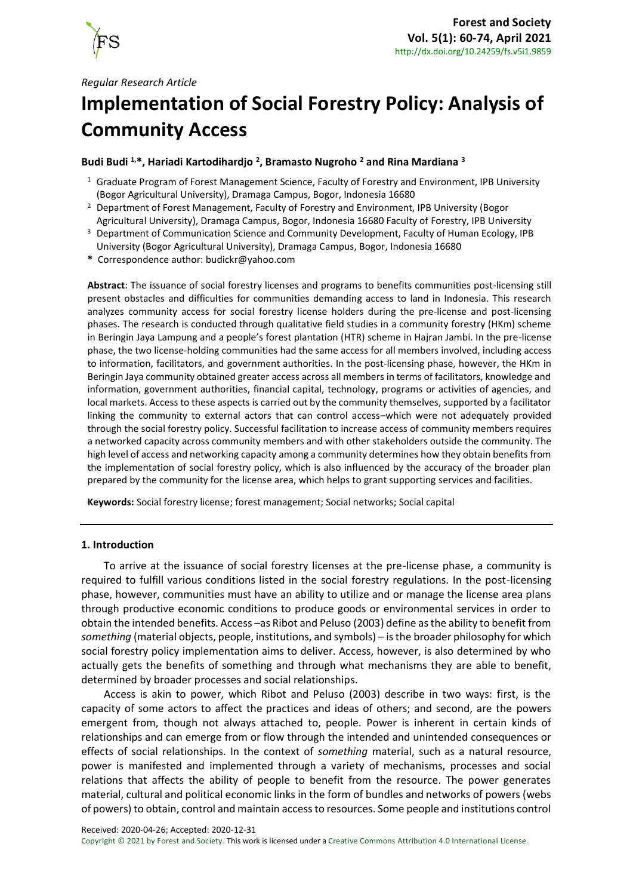*Regular Research Article*

# Implementation of Social Forestry Policy: Analysis of Community Access

**Budi Budi [1,*], Hariadi Kartodihardjo [2], Bramasto Nugroho [2] and Rina Mardiana [3]**

[1] Graduate Program of Forest Management Science, Faculty of Forestry and Environment, IPB University (Bogor Agricultural University), Dramaga Campus, Bogor, Indonesia 16680

[2] Department of Forest Management, Faculty of Forestry and Environment, IPB University (Bogor Agricultural University), Dramaga Campus, Bogor, Indonesia 16680 Faculty of Forestry, IPB University

[3] Department of Communication Science and Community Development, Faculty of Human Ecology, IPB University (Bogor Agricultural University), Dramaga Campus, Bogor, Indonesia 16680

**\*** Correspondence author: budickr@yahoo.com

**Abstract**: The issuance of social forestry licenses and programs to benefits communities post-licensing still present obstacles and difficulties for communities demanding access to land in Indonesia. This research analyzes community access for social forestry license holders during the pre-license and post-licensing phases. The research is conducted through qualitative field studies in a community forestry (HKm) scheme in Beringin Jaya Lampung and a people's forest plantation (HTR) scheme in Hajran Jambi. In the pre-license phase, the two license-holding communities had the same access for all members involved, including access to information, facilitators, and government authorities. In the post-licensing phase, however, the HKm in Beringin Jaya community obtained greater access across all members in terms of facilitators, knowledge and information, government authorities, financial capital, technology, programs or activities of agencies, and local markets. Access to these aspects is carried out by the community themselves, supported by a facilitator linking the community to external actors that can control access–which were not adequately provided through the social forestry policy. Successful facilitation to increase access of community members requires a networked capacity across community members and with other stakeholders outside the community. The high level of access and networking capacity among a community determines how they obtain benefits from the implementation of social forestry policy, which is also influenced by the accuracy of the broader plan prepared by the community for the license area, which helps to grant supporting services and facilities.

**Keywords:** Social forestry license; forest management; Social networks; Social capital

## 1. Introduction

To arrive at the issuance of social forestry licenses at the pre-license phase, a community is required to fulfill various conditions listed in the social forestry regulations. In the post-licensing phase, however, communities must have an ability to utilize and or manage the license area plans through productive economic conditions to produce goods or environmental services in order to obtain the intended benefits. Access –as Ribot and Peluso (2003) define as the ability to benefit from *something* (material objects, people, institutions, and symbols) – is the broader philosophy for which social forestry policy implementation aims to deliver. Access, however, is also determined by who actually gets the benefits of something and through what mechanisms they are able to benefit, determined by broader processes and social relationships.

Access is akin to power, which Ribot and Peluso (2003) describe in two ways: first, is the capacity of some actors to affect the practices and ideas of others; and second, are the powers emergent from, though not always attached to, people. Power is inherent in certain kinds of relationships and can emerge from or flow through the intended and unintended consequences or effects of social relationships. In the context of *something* material, such as a natural resource, power is manifested and implemented through a variety of mechanisms, processes and social relations that affects the ability of people to benefit from the resource. The power generates material, cultural and political economic links in the form of bundles and networks of powers (webs of powers) to obtain, control and maintain access to resources. Some people and institutions control

Received: 2020-04-26; Accepted: 2020-12-31

Copyright © 2021 by Forest and Society. This work is licensed under a Creative Commons Attribution 4.0 International License.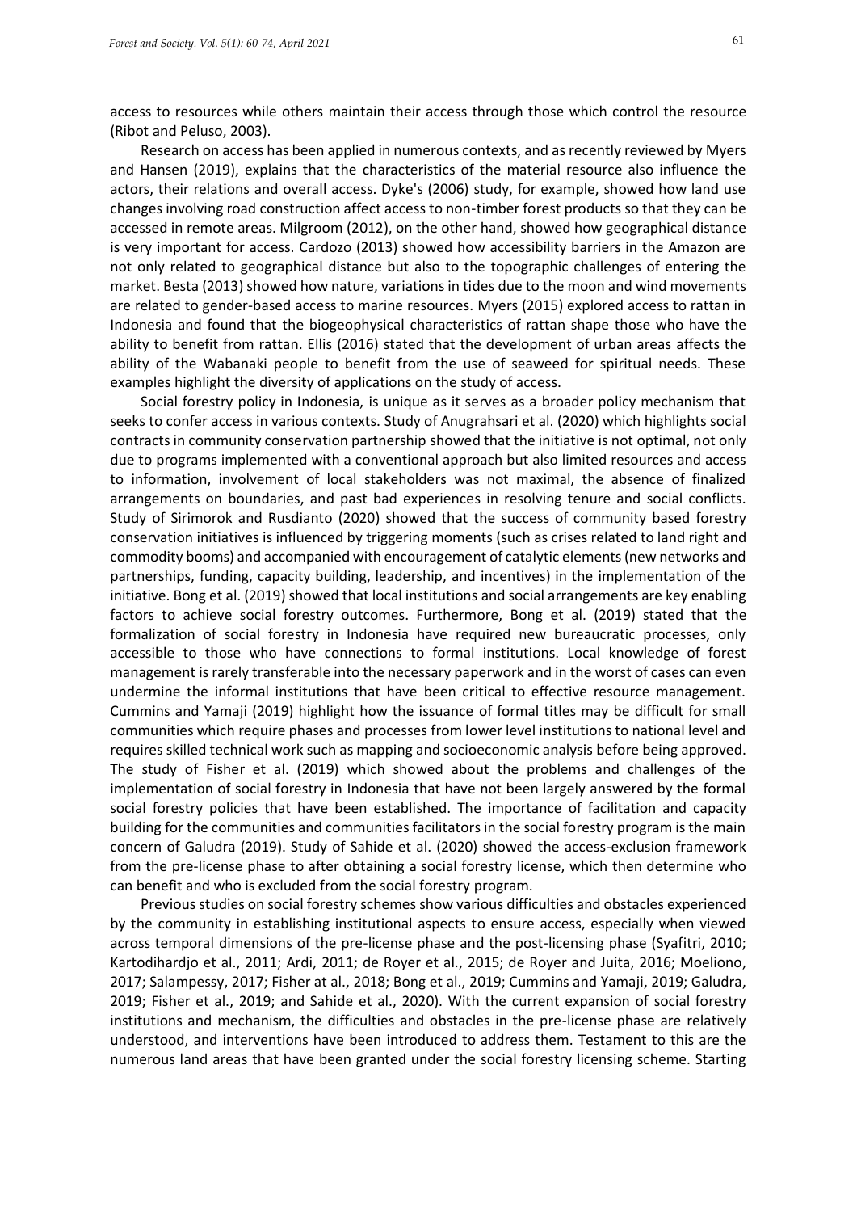access to resources while others maintain their access through those which control the resource (Ribot and Peluso, 2003).

Research on access has been applied in numerous contexts, and as recently reviewed by Myers and Hansen (2019), explains that the characteristics of the material resource also influence the actors, their relations and overall access. Dyke's (2006) study, for example, showed how land use changes involving road construction affect access to non-timber forest products so that they can be accessed in remote areas. Milgroom (2012), on the other hand, showed how geographical distance is very important for access. Cardozo (2013) showed how accessibility barriers in the Amazon are not only related to geographical distance but also to the topographic challenges of entering the market. Besta (2013) showed how nature, variations in tides due to the moon and wind movements are related to gender-based access to marine resources. Myers (2015) explored access to rattan in Indonesia and found that the biogeophysical characteristics of rattan shape those who have the ability to benefit from rattan. Ellis (2016) stated that the development of urban areas affects the ability of the Wabanaki people to benefit from the use of seaweed for spiritual needs. These examples highlight the diversity of applications on the study of access.

Social forestry policy in Indonesia, is unique as it serves as a broader policy mechanism that seeks to confer access in various contexts. Study of Anugrahsari et al. (2020) which highlights social contracts in community conservation partnership showed that the initiative is not optimal, not only due to programs implemented with a conventional approach but also limited resources and access to information, involvement of local stakeholders was not maximal, the absence of finalized arrangements on boundaries, and past bad experiences in resolving tenure and social conflicts. Study of Sirimorok and Rusdianto (2020) showed that the success of community based forestry conservation initiatives is influenced by triggering moments (such as crises related to land right and commodity booms) and accompanied with encouragement of catalytic elements (new networks and partnerships, funding, capacity building, leadership, and incentives) in the implementation of the initiative. Bong et al. (2019) showed that local institutions and social arrangements are key enabling factors to achieve social forestry outcomes. Furthermore, Bong et al. (2019) stated that the formalization of social forestry in Indonesia have required new bureaucratic processes, only accessible to those who have connections to formal institutions. Local knowledge of forest management is rarely transferable into the necessary paperwork and in the worst of cases can even undermine the informal institutions that have been critical to effective resource management. Cummins and Yamaji (2019) highlight how the issuance of formal titles may be difficult for small communities which require phases and processes from lower level institutions to national level and requires skilled technical work such as mapping and socioeconomic analysis before being approved. The study of Fisher et al. (2019) which showed about the problems and challenges of the implementation of social forestry in Indonesia that have not been largely answered by the formal social forestry policies that have been established. The importance of facilitation and capacity building for the communities and communities facilitators in the social forestry program is the main concern of Galudra (2019). Study of Sahide et al. (2020) showed the access-exclusion framework from the pre-license phase to after obtaining a social forestry license, which then determine who can benefit and who is excluded from the social forestry program.

Previous studies on social forestry schemes show various difficulties and obstacles experienced by the community in establishing institutional aspects to ensure access, especially when viewed across temporal dimensions of the pre-license phase and the post-licensing phase (Syafitri, 2010; Kartodihardjo et al., 2011; Ardi, 2011; de Royer et al., 2015; de Royer and Juita, 2016; Moeliono, 2017; Salampessy, 2017; Fisher at al., 2018; Bong et al., 2019; Cummins and Yamaji, 2019; Galudra, 2019; Fisher et al., 2019; and Sahide et al., 2020). With the current expansion of social forestry institutions and mechanism, the difficulties and obstacles in the pre-license phase are relatively understood, and interventions have been introduced to address them. Testament to this are the numerous land areas that have been granted under the social forestry licensing scheme. Starting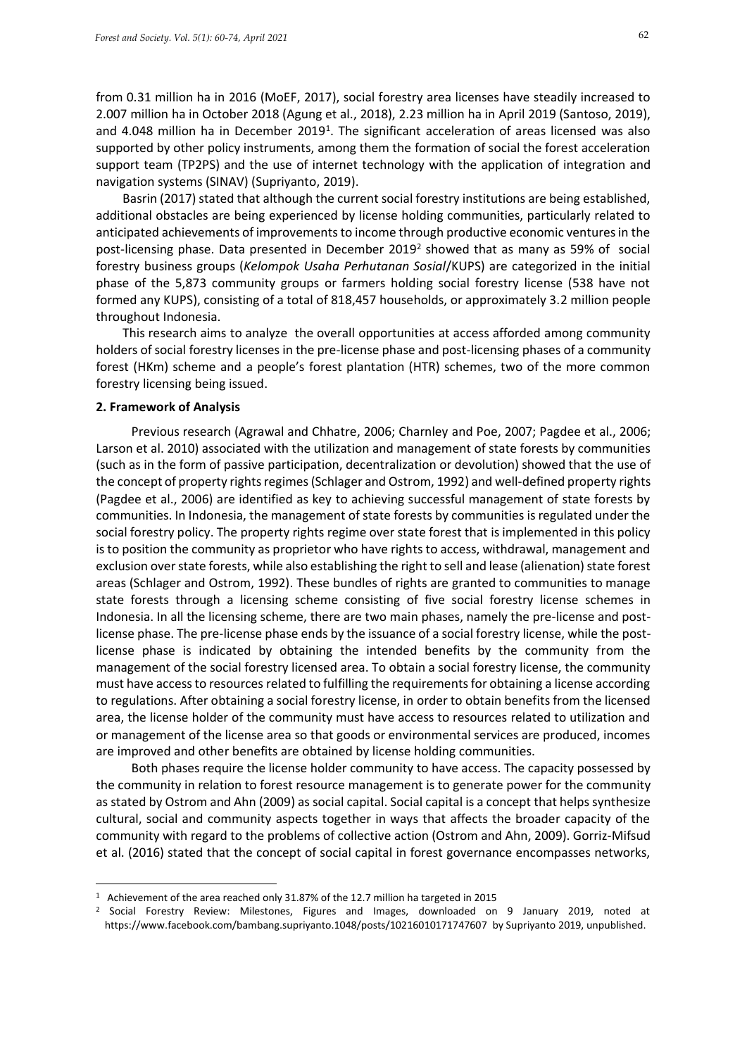from 0.31 million ha in 2016 (MoEF, 2017), social forestry area licenses have steadily increased to 2.007 million ha in October 2018 (Agung et al., 2018), 2.23 million ha in April 2019 (Santoso, 2019), and 4.048 million ha in December 2019[1]. The significant acceleration of areas licensed was also supported by other policy instruments, among them the formation of social the forest acceleration support team (TP2PS) and the use of internet technology with the application of integration and navigation systems (SINAV) (Supriyanto, 2019).

Basrin (2017) stated that although the current social forestry institutions are being established, additional obstacles are being experienced by license holding communities, particularly related to anticipated achievements of improvements to income through productive economic ventures in the post-licensing phase. Data presented in December 2019[2] showed that as many as 59% of social forestry business groups (*Kelompok Usaha Perhutanan Sosial*/KUPS) are categorized in the initial phase of the 5,873 community groups or farmers holding social forestry license (538 have not formed any KUPS), consisting of a total of 818,457 households, or approximately 3.2 million people throughout Indonesia.

This research aims to analyze the overall opportunities at access afforded among community holders of social forestry licenses in the pre-license phase and post-licensing phases of a community forest (HKm) scheme and a people's forest plantation (HTR) schemes, two of the more common forestry licensing being issued.

## 2. Framework of Analysis

Previous research (Agrawal and Chhatre, 2006; Charnley and Poe, 2007; Pagdee et al., 2006; Larson et al. 2010) associated with the utilization and management of state forests by communities (such as in the form of passive participation, decentralization or devolution) showed that the use of the concept of property rights regimes (Schlager and Ostrom, 1992) and well-defined property rights (Pagdee et al., 2006) are identified as key to achieving successful management of state forests by communities. In Indonesia, the management of state forests by communities is regulated under the social forestry policy. The property rights regime over state forest that is implemented in this policy is to position the community as proprietor who have rights to access, withdrawal, management and exclusion over state forests, while also establishing the right to sell and lease (alienation) state forest areas (Schlager and Ostrom, 1992). These bundles of rights are granted to communities to manage state forests through a licensing scheme consisting of five social forestry license schemes in Indonesia. In all the licensing scheme, there are two main phases, namely the pre-license and post-license phase. The pre-license phase ends by the issuance of a social forestry license, while the post-license phase is indicated by obtaining the intended benefits by the community from the management of the social forestry licensed area. To obtain a social forestry license, the community must have access to resources related to fulfilling the requirements for obtaining a license according to regulations. After obtaining a social forestry license, in order to obtain benefits from the licensed area, the license holder of the community must have access to resources related to utilization and or management of the license area so that goods or environmental services are produced, incomes are improved and other benefits are obtained by license holding communities.

Both phases require the license holder community to have access. The capacity possessed by the community in relation to forest resource management is to generate power for the community as stated by Ostrom and Ahn (2009) as social capital. Social capital is a concept that helps synthesize cultural, social and community aspects together in ways that affects the broader capacity of the community with regard to the problems of collective action (Ostrom and Ahn, 2009). Gorriz-Mifsud et al. (2016) stated that the concept of social capital in forest governance encompasses networks,

---

[1] Achievement of the area reached only 31.87% of the 12.7 million ha targeted in 2015

[2] Social Forestry Review: Milestones, Figures and Images, downloaded on 9 January 2019, noted at https://www.facebook.com/bambang.supriyanto.1048/posts/10216010171747607 by Supriyanto 2019, unpublished.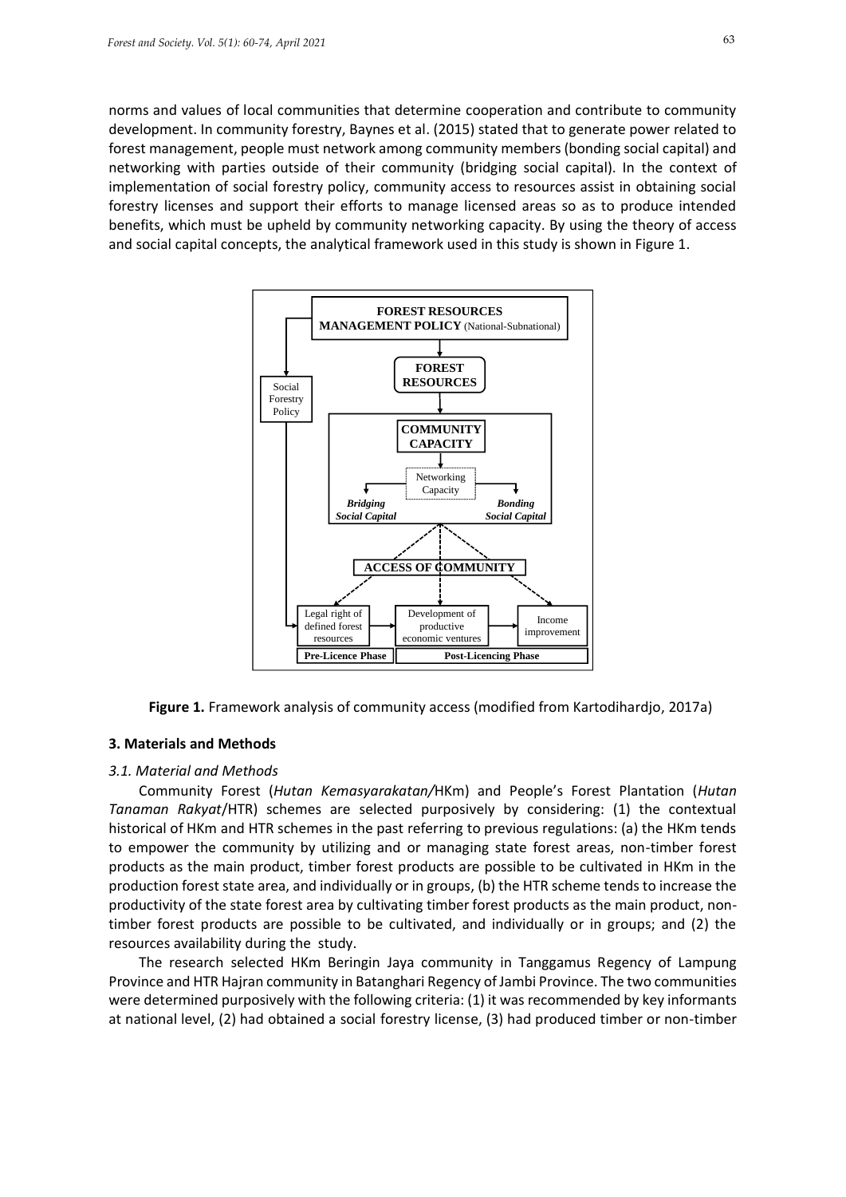norms and values of local communities that determine cooperation and contribute to community development. In community forestry, Baynes et al. (2015) stated that to generate power related to forest management, people must network among community members (bonding social capital) and networking with parties outside of their community (bridging social capital). In the context of implementation of social forestry policy, community access to resources assist in obtaining social forestry licenses and support their efforts to manage licensed areas so as to produce intended benefits, which must be upheld by community networking capacity. By using the theory of access and social capital concepts, the analytical framework used in this study is shown in Figure 1.

**Figure 1.** Framework analysis of community access (modified from Kartodihardjo, 2017a)

### 3. Materials and Methods

#### *3.1. Material and Methods*

Community Forest (*Hutan Kemasyarakatan/*HKm) and People's Forest Plantation (*Hutan Tanaman Rakyat*/HTR) schemes are selected purposively by considering: (1) the contextual historical of HKm and HTR schemes in the past referring to previous regulations: (a) the HKm tends to empower the community by utilizing and or managing state forest areas, non-timber forest products as the main product, timber forest products are possible to be cultivated in HKm in the production forest state area, and individually or in groups, (b) the HTR scheme tends to increase the productivity of the state forest area by cultivating timber forest products as the main product, non-timber forest products are possible to be cultivated, and individually or in groups; and (2) the resources availability during the study.

The research selected HKm Beringin Jaya community in Tanggamus Regency of Lampung Province and HTR Hajran community in Batanghari Regency of Jambi Province. The two communities were determined purposively with the following criteria: (1) it was recommended by key informants at national level, (2) had obtained a social forestry license, (3) had produced timber or non-timber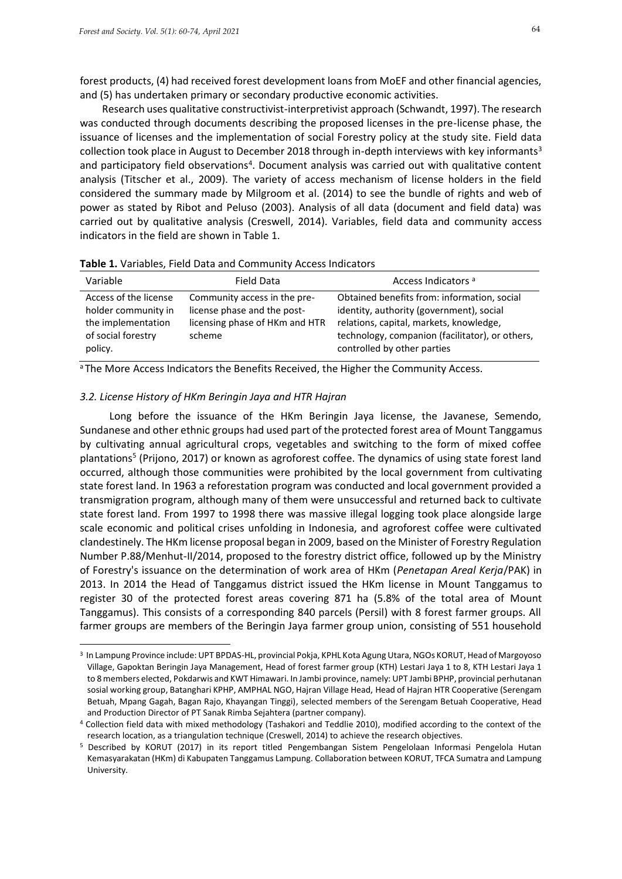forest products, (4) had received forest development loans from MoEF and other financial agencies, and (5) has undertaken primary or secondary productive economic activities.

Research uses qualitative constructivist-interpretivist approach (Schwandt, 1997). The research was conducted through documents describing the proposed licenses in the pre-license phase, the issuance of licenses and the implementation of social Forestry policy at the study site. Field data collection took place in August to December 2018 through in-depth interviews with key informants[3] and participatory field observations[4]. Document analysis was carried out with qualitative content analysis (Titscher et al., 2009). The variety of access mechanism of license holders in the field considered the summary made by Milgroom et al. (2014) to see the bundle of rights and web of power as stated by Ribot and Peluso (2003). Analysis of all data (document and field data) was carried out by qualitative analysis (Creswell, 2014). Variables, field data and community access indicators in the field are shown in Table 1.

**Table 1.** Variables, Field Data and Community Access Indicators

| Variable | Field Data | Access Indicators [a] |
|---|---|---|
| Access of the license holder community in the implementation of social forestry policy. | Community access in the pre-license phase and the post-licensing phase of HKm and HTR scheme | Obtained benefits from: information, social identity, authority (government), social relations, capital, markets, knowledge, technology, companion (facilitator), or others, controlled by other parties |

[a] The More Access Indicators the Benefits Received, the Higher the Community Access.

### *3.2. License History of HKm Beringin Jaya and HTR Hajran*

Long before the issuance of the HKm Beringin Jaya license, the Javanese, Semendo, Sundanese and other ethnic groups had used part of the protected forest area of Mount Tanggamus by cultivating annual agricultural crops, vegetables and switching to the form of mixed coffee plantations[5] (Prijono, 2017) or known as agroforest coffee. The dynamics of using state forest land occurred, although those communities were prohibited by the local government from cultivating state forest land. In 1963 a reforestation program was conducted and local government provided a transmigration program, although many of them were unsuccessful and returned back to cultivate state forest land. From 1997 to 1998 there was massive illegal logging took place alongside large scale economic and political crises unfolding in Indonesia, and agroforest coffee were cultivated clandestinely. The HKm license proposal began in 2009, based on the Minister of Forestry Regulation Number P.88/Menhut-II/2014, proposed to the forestry district office, followed up by the Ministry of Forestry's issuance on the determination of work area of HKm (*Penetapan Areal Kerja*/PAK) in 2013. In 2014 the Head of Tanggamus district issued the HKm license in Mount Tanggamus to register 30 of the protected forest areas covering 871 ha (5.8% of the total area of Mount Tanggamus). This consists of a corresponding 840 parcels (Persil) with 8 forest farmer groups. All farmer groups are members of the Beringin Jaya farmer group union, consisting of 551 household

---

[3] In Lampung Province include: UPT BPDAS-HL, provincial Pokja, KPHL Kota Agung Utara, NGOs KORUT, Head of Margoyoso Village, Gapoktan Beringin Jaya Management, Head of forest farmer group (KTH) Lestari Jaya 1 to 8, KTH Lestari Jaya 1 to 8 members elected, Pokdarwis and KWT Himawari. In Jambi province, namely: UPT Jambi BPHP, provincial perhutanan sosial working group, Batanghari KPHP, AMPHAL NGO, Hajran Village Head, Head of Hajran HTR Cooperative (Serengam Betuah, Mpang Gagah, Bagan Rajo, Khayangan Tinggi), selected members of the Serengam Betuah Cooperative, Head and Production Director of PT Sanak Rimba Sejahtera (partner company).

[4] Collection field data with mixed methodology (Tashakori and Teddlie 2010), modified according to the context of the research location, as a triangulation technique (Creswell, 2014) to achieve the research objectives.

[5] Described by KORUT (2017) in its report titled Pengembangan Sistem Pengelolaan Informasi Pengelola Hutan Kemasyarakatan (HKm) di Kabupaten Tanggamus Lampung. Collaboration between KORUT, TFCA Sumatra and Lampung University.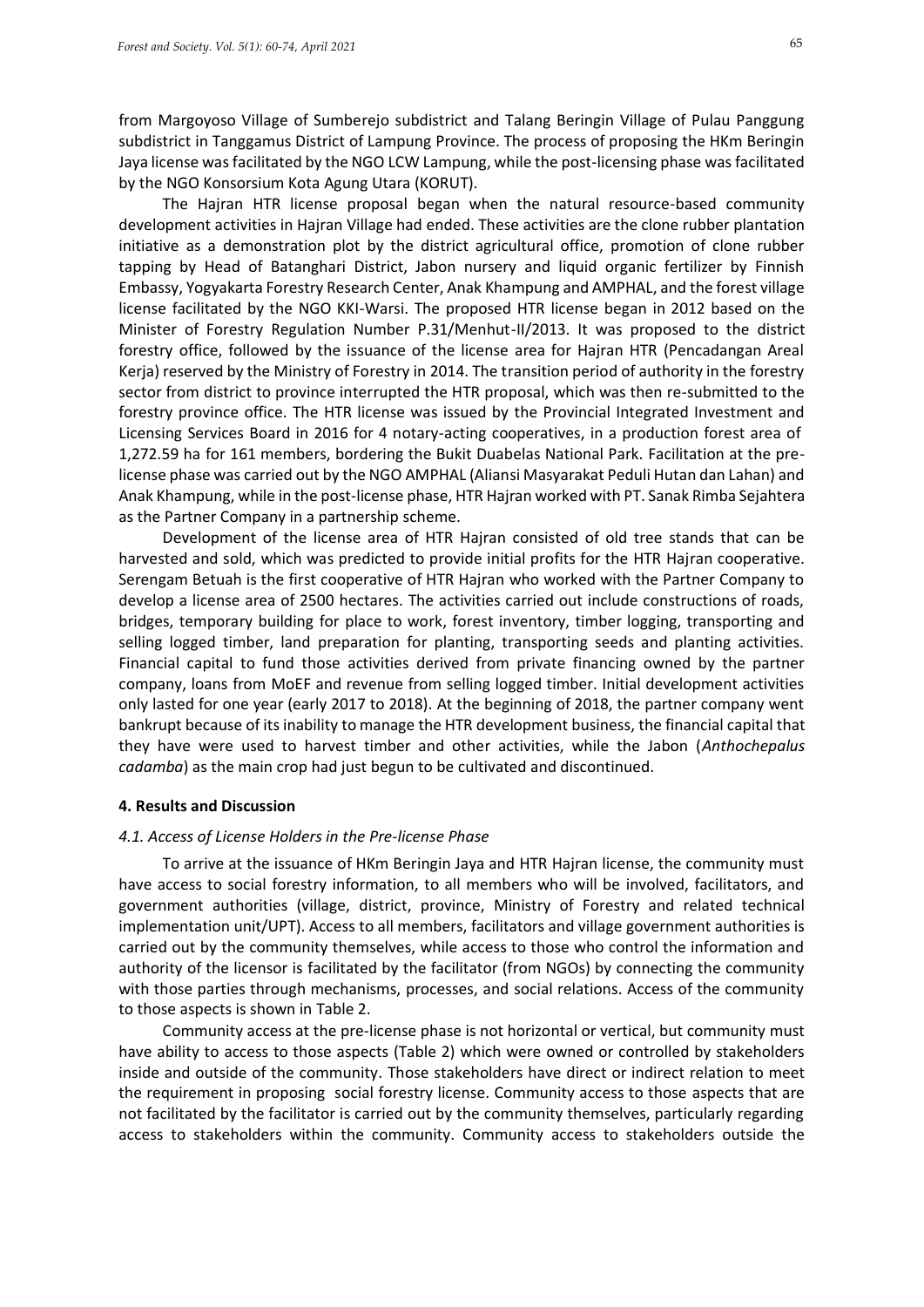from Margoyoso Village of Sumberejo subdistrict and Talang Beringin Village of Pulau Panggung subdistrict in Tanggamus District of Lampung Province. The process of proposing the HKm Beringin Jaya license was facilitated by the NGO LCW Lampung, while the post-licensing phase was facilitated by the NGO Konsorsium Kota Agung Utara (KORUT).

The Hajran HTR license proposal began when the natural resource-based community development activities in Hajran Village had ended. These activities are the clone rubber plantation initiative as a demonstration plot by the district agricultural office, promotion of clone rubber tapping by Head of Batanghari District, Jabon nursery and liquid organic fertilizer by Finnish Embassy, Yogyakarta Forestry Research Center, Anak Khampung and AMPHAL, and the forest village license facilitated by the NGO KKI-Warsi. The proposed HTR license began in 2012 based on the Minister of Forestry Regulation Number P.31/Menhut-II/2013. It was proposed to the district forestry office, followed by the issuance of the license area for Hajran HTR (Pencadangan Areal Kerja) reserved by the Ministry of Forestry in 2014. The transition period of authority in the forestry sector from district to province interrupted the HTR proposal, which was then re-submitted to the forestry province office. The HTR license was issued by the Provincial Integrated Investment and Licensing Services Board in 2016 for 4 notary-acting cooperatives, in a production forest area of 1,272.59 ha for 161 members, bordering the Bukit Duabelas National Park. Facilitation at the pre-license phase was carried out by the NGO AMPHAL (Aliansi Masyarakat Peduli Hutan dan Lahan) and Anak Khampung, while in the post-license phase, HTR Hajran worked with PT. Sanak Rimba Sejahtera as the Partner Company in a partnership scheme.

Development of the license area of HTR Hajran consisted of old tree stands that can be harvested and sold, which was predicted to provide initial profits for the HTR Hajran cooperative. Serengam Betuah is the first cooperative of HTR Hajran who worked with the Partner Company to develop a license area of 2500 hectares. The activities carried out include constructions of roads, bridges, temporary building for place to work, forest inventory, timber logging, transporting and selling logged timber, land preparation for planting, transporting seeds and planting activities. Financial capital to fund those activities derived from private financing owned by the partner company, loans from MoEF and revenue from selling logged timber. Initial development activities only lasted for one year (early 2017 to 2018). At the beginning of 2018, the partner company went bankrupt because of its inability to manage the HTR development business, the financial capital that they have were used to harvest timber and other activities, while the Jabon (*Anthochepalus cadamba*) as the main crop had just begun to be cultivated and discontinued.

## 4. Results and Discussion

### *4.1. Access of License Holders in the Pre-license Phase*

To arrive at the issuance of HKm Beringin Jaya and HTR Hajran license, the community must have access to social forestry information, to all members who will be involved, facilitators, and government authorities (village, district, province, Ministry of Forestry and related technical implementation unit/UPT). Access to all members, facilitators and village government authorities is carried out by the community themselves, while access to those who control the information and authority of the licensor is facilitated by the facilitator (from NGOs) by connecting the community with those parties through mechanisms, processes, and social relations. Access of the community to those aspects is shown in Table 2.

Community access at the pre-license phase is not horizontal or vertical, but community must have ability to access to those aspects (Table 2) which were owned or controlled by stakeholders inside and outside of the community. Those stakeholders have direct or indirect relation to meet the requirement in proposing social forestry license. Community access to those aspects that are not facilitated by the facilitator is carried out by the community themselves, particularly regarding access to stakeholders within the community. Community access to stakeholders outside the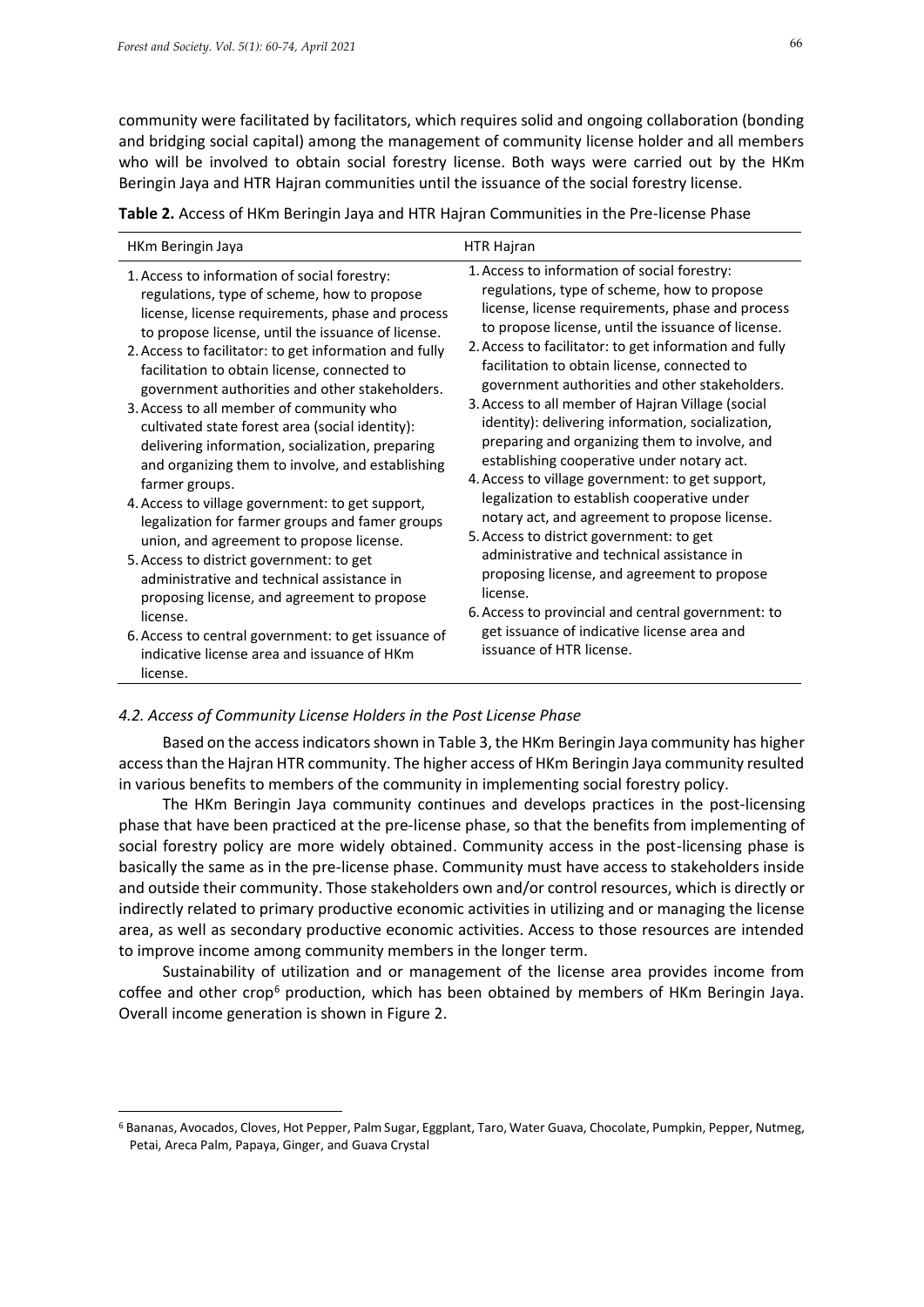community were facilitated by facilitators, which requires solid and ongoing collaboration (bonding and bridging social capital) among the management of community license holder and all members who will be involved to obtain social forestry license. Both ways were carried out by the HKm Beringin Jaya and HTR Hajran communities until the issuance of the social forestry license.

**Table 2.** Access of HKm Beringin Jaya and HTR Hajran Communities in the Pre-license Phase

| HKm Beringin Jaya | HTR Hajran |
|---|---|
| 1. Access to information of social forestry: regulations, type of scheme, how to propose license, license requirements, phase and process to propose license, until the issuance of license.<br>2. Access to facilitator: to get information and fully facilitation to obtain license, connected to government authorities and other stakeholders.<br>3. Access to all member of community who cultivated state forest area (social identity): delivering information, socialization, preparing and organizing them to involve, and establishing farmer groups.<br>4. Access to village government: to get support, legalization for farmer groups and famer groups union, and agreement to propose license.<br>5. Access to district government: to get administrative and technical assistance in proposing license, and agreement to propose license.<br>6. Access to central government: to get issuance of indicative license area and issuance of HKm license. | 1. Access to information of social forestry: regulations, type of scheme, how to propose license, license requirements, phase and process to propose license, until the issuance of license.<br>2. Access to facilitator: to get information and fully facilitation to obtain license, connected to government authorities and other stakeholders.<br>3. Access to all member of Hajran Village (social identity): delivering information, socialization, preparing and organizing them to involve, and establishing cooperative under notary act.<br>4. Access to village government: to get support, legalization to establish cooperative under notary act, and agreement to propose license.<br>5. Access to district government: to get administrative and technical assistance in proposing license, and agreement to propose license.<br>6. Access to provincial and central government: to get issuance of indicative license area and issuance of HTR license. |

#### *4.2. Access of Community License Holders in the Post License Phase*

Based on the access indicators shown in Table 3, the HKm Beringin Jaya community has higher access than the Hajran HTR community. The higher access of HKm Beringin Jaya community resulted in various benefits to members of the community in implementing social forestry policy.

The HKm Beringin Jaya community continues and develops practices in the post-licensing phase that have been practiced at the pre-license phase, so that the benefits from implementing of social forestry policy are more widely obtained. Community access in the post-licensing phase is basically the same as in the pre-license phase. Community must have access to stakeholders inside and outside their community. Those stakeholders own and/or control resources, which is directly or indirectly related to primary productive economic activities in utilizing and or managing the license area, as well as secondary productive economic activities. Access to those resources are intended to improve income among community members in the longer term.

Sustainability of utilization and or management of the license area provides income from coffee and other crop[6] production, which has been obtained by members of HKm Beringin Jaya. Overall income generation is shown in Figure 2.

[6] Bananas, Avocados, Cloves, Hot Pepper, Palm Sugar, Eggplant, Taro, Water Guava, Chocolate, Pumpkin, Pepper, Nutmeg, Petai, Areca Palm, Papaya, Ginger, and Guava Crystal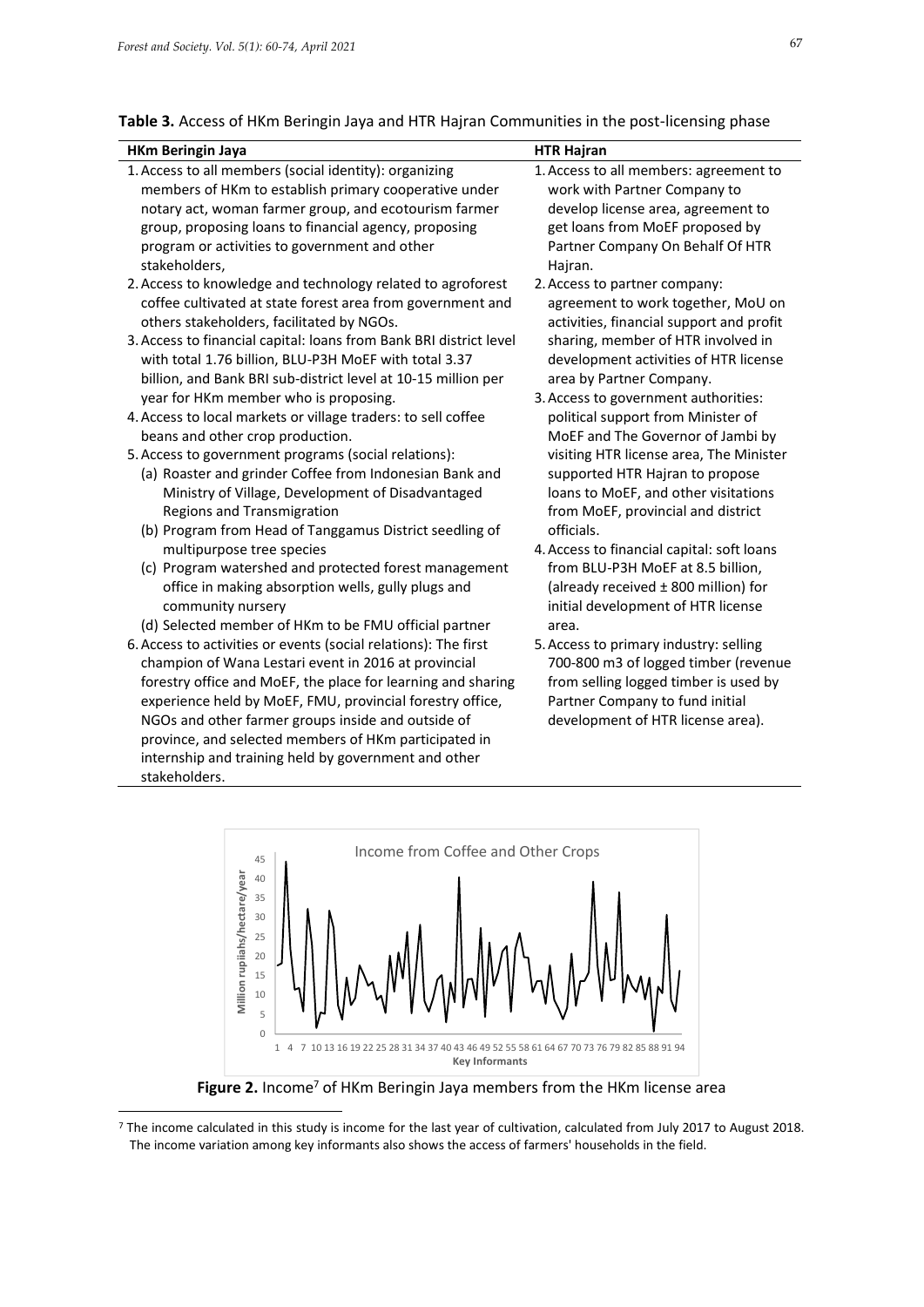**Table 3.** Access of HKm Beringin Jaya and HTR Hajran Communities in the post-licensing phase

| HKm Beringin Jaya | HTR Hajran |
|---|---|
| 1. Access to all members (social identity): organizing members of HKm to establish primary cooperative under notary act, woman farmer group, and ecotourism farmer group, proposing loans to financial agency, proposing program or activities to government and other stakeholders,<br>2. Access to knowledge and technology related to agroforest coffee cultivated at state forest area from government and others stakeholders, facilitated by NGOs.<br>3. Access to financial capital: loans from Bank BRI district level with total 1.76 billion, BLU-P3H MoEF with total 3.37 billion, and Bank BRI sub-district level at 10-15 million per year for HKm member who is proposing.<br>4. Access to local markets or village traders: to sell coffee beans and other crop production.<br>5. Access to government programs (social relations):<br>(a) Roaster and grinder Coffee from Indonesian Bank and Ministry of Village, Development of Disadvantaged Regions and Transmigration<br>(b) Program from Head of Tanggamus District seedling of multipurpose tree species<br>(c) Program watershed and protected forest management office in making absorption wells, gully plugs and community nursery<br>(d) Selected member of HKm to be FMU official partner<br>6. Access to activities or events (social relations): The first champion of Wana Lestari event in 2016 at provincial forestry office and MoEF, the place for learning and sharing experience held by MoEF, FMU, provincial forestry office, NGOs and other farmer groups inside and outside of province, and selected members of HKm participated in internship and training held by government and other stakeholders. | 1. Access to all members: agreement to work with Partner Company to develop license area, agreement to get loans from MoEF proposed by Partner Company On Behalf Of HTR Hajran.<br>2. Access to partner company: agreement to work together, MoU on activities, financial support and profit sharing, member of HTR involved in development activities of HTR license area by Partner Company.<br>3. Access to government authorities: political support from Minister of MoEF and The Governor of Jambi by visiting HTR license area, The Minister supported HTR Hajran to propose loans to MoEF, and other visitations from MoEF, provincial and district officials.<br>4. Access to financial capital: soft loans from BLU-P3H MoEF at 8.5 billion, (already received ± 800 million) for initial development of HTR license area.<br>5. Access to primary industry: selling 700-800 m3 of logged timber (revenue from selling logged timber is used by Partner Company to fund initial development of HTR license area). |

**Figure 2.** Income[7] of HKm Beringin Jaya members from the HKm license area

[7] The income calculated in this study is income for the last year of cultivation, calculated from July 2017 to August 2018. The income variation among key informants also shows the access of farmers' households in the field.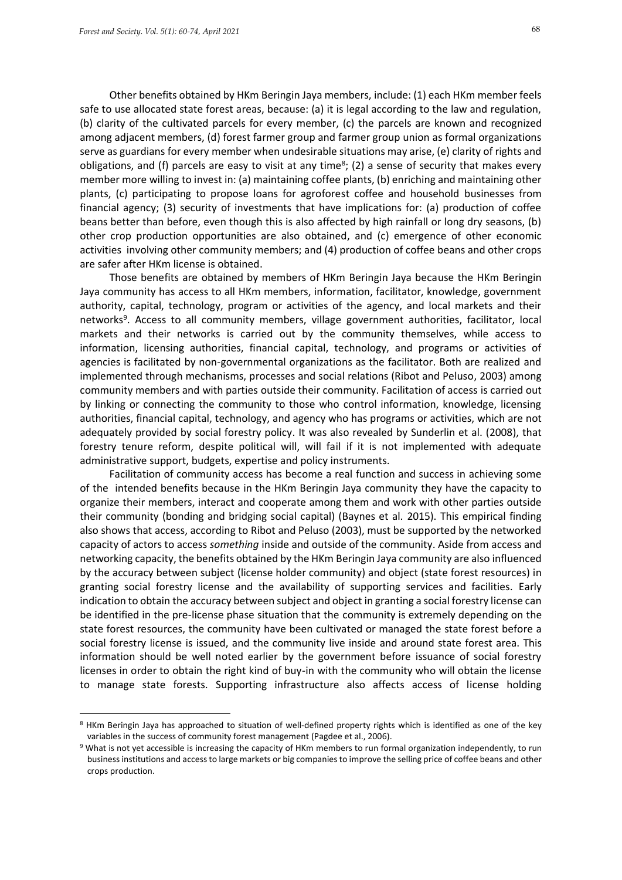Other benefits obtained by HKm Beringin Jaya members, include: (1) each HKm member feels safe to use allocated state forest areas, because: (a) it is legal according to the law and regulation, (b) clarity of the cultivated parcels for every member, (c) the parcels are known and recognized among adjacent members, (d) forest farmer group and farmer group union as formal organizations serve as guardians for every member when undesirable situations may arise, (e) clarity of rights and obligations, and (f) parcels are easy to visit at any time[8]; (2) a sense of security that makes every member more willing to invest in: (a) maintaining coffee plants, (b) enriching and maintaining other plants, (c) participating to propose loans for agroforest coffee and household businesses from financial agency; (3) security of investments that have implications for: (a) production of coffee beans better than before, even though this is also affected by high rainfall or long dry seasons, (b) other crop production opportunities are also obtained, and (c) emergence of other economic activities involving other community members; and (4) production of coffee beans and other crops are safer after HKm license is obtained.

Those benefits are obtained by members of HKm Beringin Jaya because the HKm Beringin Jaya community has access to all HKm members, information, facilitator, knowledge, government authority, capital, technology, program or activities of the agency, and local markets and their networks[9]. Access to all community members, village government authorities, facilitator, local markets and their networks is carried out by the community themselves, while access to information, licensing authorities, financial capital, technology, and programs or activities of agencies is facilitated by non-governmental organizations as the facilitator. Both are realized and implemented through mechanisms, processes and social relations (Ribot and Peluso, 2003) among community members and with parties outside their community. Facilitation of access is carried out by linking or connecting the community to those who control information, knowledge, licensing authorities, financial capital, technology, and agency who has programs or activities, which are not adequately provided by social forestry policy. It was also revealed by Sunderlin et al. (2008), that forestry tenure reform, despite political will, will fail if it is not implemented with adequate administrative support, budgets, expertise and policy instruments.

Facilitation of community access has become a real function and success in achieving some of the intended benefits because in the HKm Beringin Jaya community they have the capacity to organize their members, interact and cooperate among them and work with other parties outside their community (bonding and bridging social capital) (Baynes et al. 2015). This empirical finding also shows that access, according to Ribot and Peluso (2003), must be supported by the networked capacity of actors to access *something* inside and outside of the community. Aside from access and networking capacity, the benefits obtained by the HKm Beringin Jaya community are also influenced by the accuracy between subject (license holder community) and object (state forest resources) in granting social forestry license and the availability of supporting services and facilities. Early indication to obtain the accuracy between subject and object in granting a social forestry license can be identified in the pre-license phase situation that the community is extremely depending on the state forest resources, the community have been cultivated or managed the state forest before a social forestry license is issued, and the community live inside and around state forest area. This information should be well noted earlier by the government before issuance of social forestry licenses in order to obtain the right kind of buy-in with the community who will obtain the license to manage state forests. Supporting infrastructure also affects access of license holding

[8] HKm Beringin Jaya has approached to situation of well-defined property rights which is identified as one of the key variables in the success of community forest management (Pagdee et al., 2006).

[9] What is not yet accessible is increasing the capacity of HKm members to run formal organization independently, to run business institutions and access to large markets or big companies to improve the selling price of coffee beans and other crops production.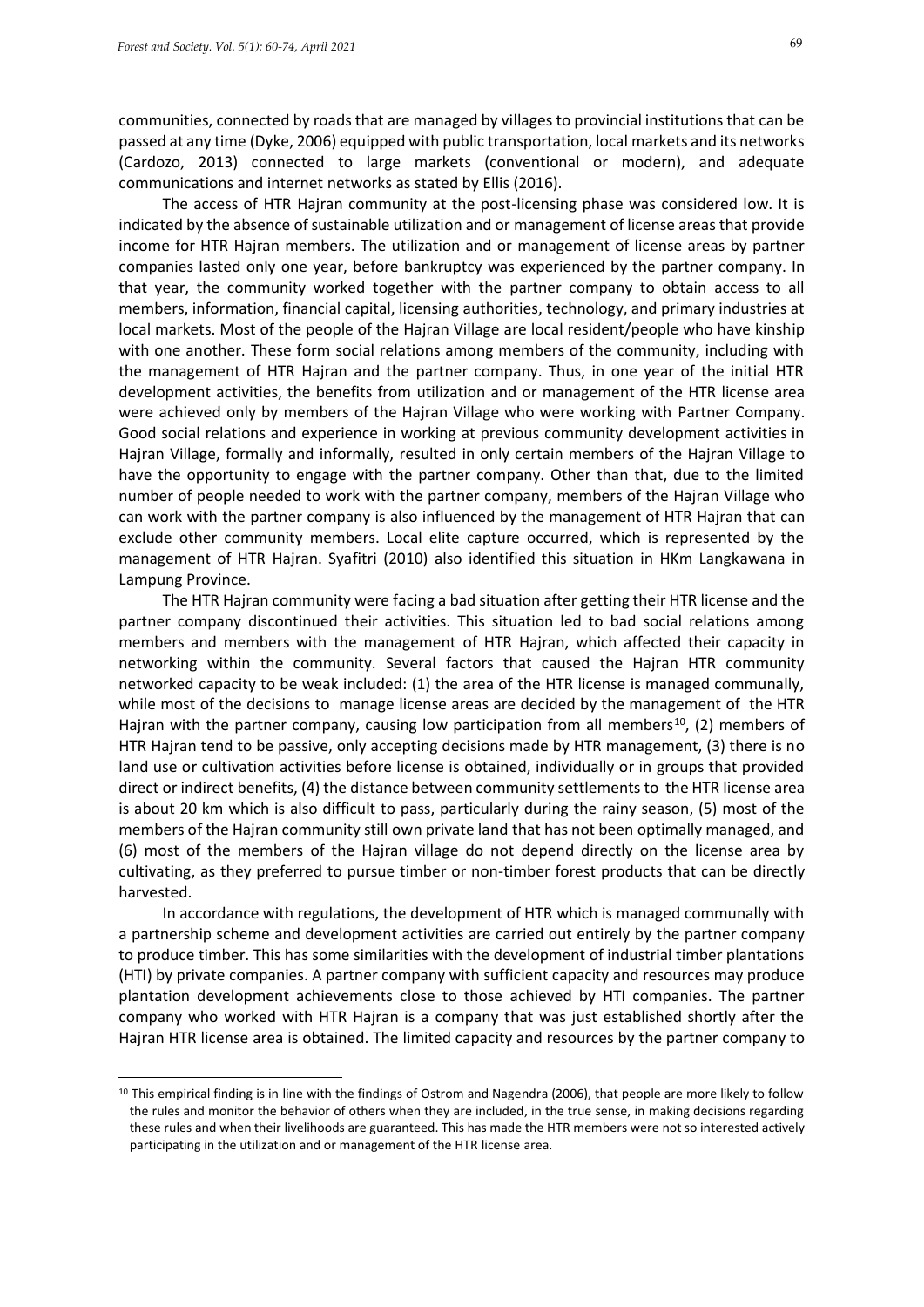communities, connected by roads that are managed by villages to provincial institutions that can be passed at any time (Dyke, 2006) equipped with public transportation, local markets and its networks (Cardozo, 2013) connected to large markets (conventional or modern), and adequate communications and internet networks as stated by Ellis (2016).

The access of HTR Hajran community at the post-licensing phase was considered low. It is indicated by the absence of sustainable utilization and or management of license areas that provide income for HTR Hajran members. The utilization and or management of license areas by partner companies lasted only one year, before bankruptcy was experienced by the partner company. In that year, the community worked together with the partner company to obtain access to all members, information, financial capital, licensing authorities, technology, and primary industries at local markets. Most of the people of the Hajran Village are local resident/people who have kinship with one another. These form social relations among members of the community, including with the management of HTR Hajran and the partner company. Thus, in one year of the initial HTR development activities, the benefits from utilization and or management of the HTR license area were achieved only by members of the Hajran Village who were working with Partner Company. Good social relations and experience in working at previous community development activities in Hajran Village, formally and informally, resulted in only certain members of the Hajran Village to have the opportunity to engage with the partner company. Other than that, due to the limited number of people needed to work with the partner company, members of the Hajran Village who can work with the partner company is also influenced by the management of HTR Hajran that can exclude other community members. Local elite capture occurred, which is represented by the management of HTR Hajran. Syafitri (2010) also identified this situation in HKm Langkawana in Lampung Province.

The HTR Hajran community were facing a bad situation after getting their HTR license and the partner company discontinued their activities. This situation led to bad social relations among members and members with the management of HTR Hajran, which affected their capacity in networking within the community. Several factors that caused the Hajran HTR community networked capacity to be weak included: (1) the area of the HTR license is managed communally, while most of the decisions to manage license areas are decided by the management of the HTR Hajran with the partner company, causing low participation from all members[10], (2) members of HTR Hajran tend to be passive, only accepting decisions made by HTR management, (3) there is no land use or cultivation activities before license is obtained, individually or in groups that provided direct or indirect benefits, (4) the distance between community settlements to the HTR license area is about 20 km which is also difficult to pass, particularly during the rainy season, (5) most of the members of the Hajran community still own private land that has not been optimally managed, and (6) most of the members of the Hajran village do not depend directly on the license area by cultivating, as they preferred to pursue timber or non-timber forest products that can be directly harvested.

In accordance with regulations, the development of HTR which is managed communally with a partnership scheme and development activities are carried out entirely by the partner company to produce timber. This has some similarities with the development of industrial timber plantations (HTI) by private companies. A partner company with sufficient capacity and resources may produce plantation development achievements close to those achieved by HTI companies. The partner company who worked with HTR Hajran is a company that was just established shortly after the Hajran HTR license area is obtained. The limited capacity and resources by the partner company to

[10] This empirical finding is in line with the findings of Ostrom and Nagendra (2006), that people are more likely to follow the rules and monitor the behavior of others when they are included, in the true sense, in making decisions regarding these rules and when their livelihoods are guaranteed. This has made the HTR members were not so interested actively participating in the utilization and or management of the HTR license area.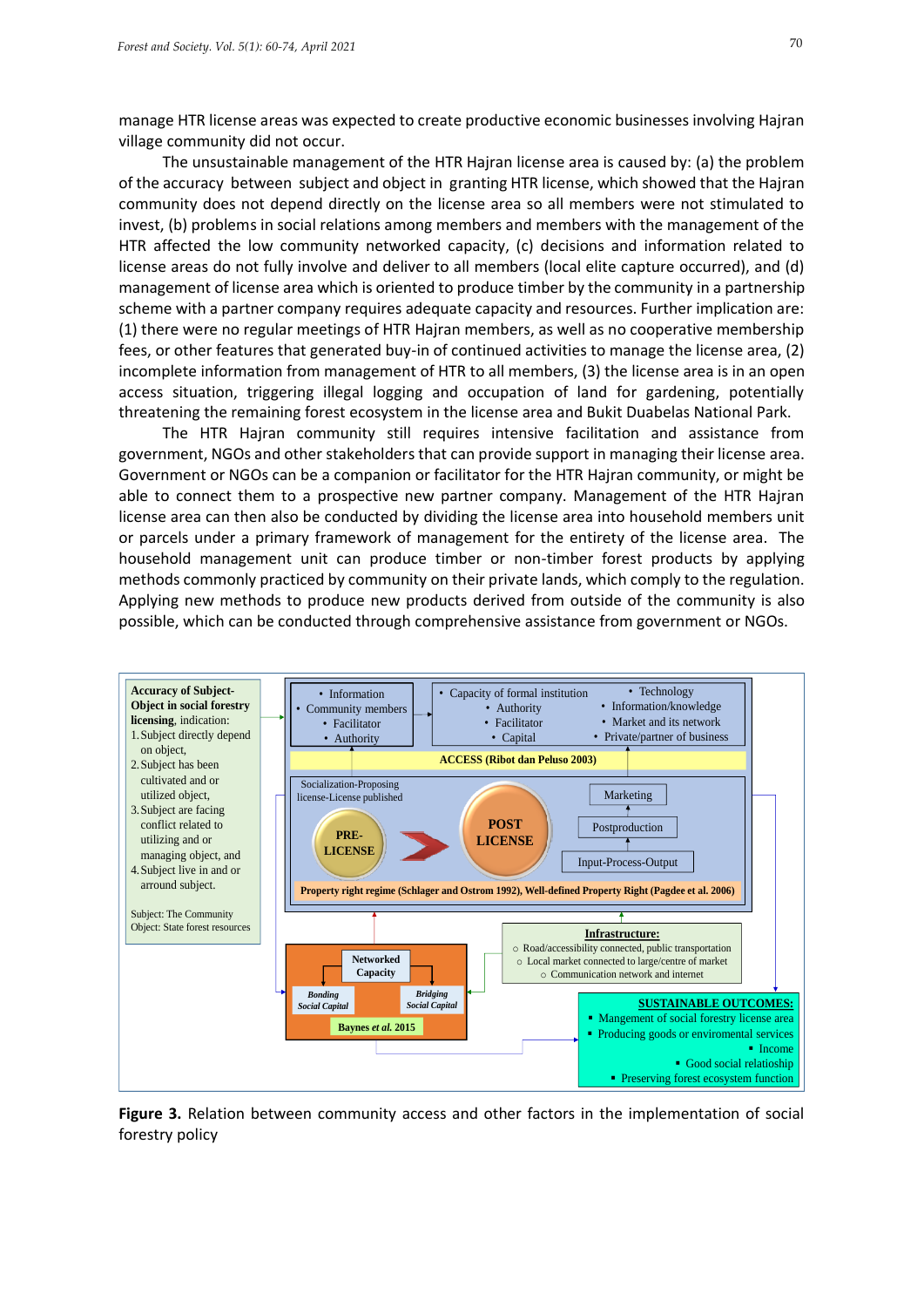manage HTR license areas was expected to create productive economic businesses involving Hajran village community did not occur.

The unsustainable management of the HTR Hajran license area is caused by: (a) the problem of the accuracy between subject and object in granting HTR license, which showed that the Hajran community does not depend directly on the license area so all members were not stimulated to invest, (b) problems in social relations among members and members with the management of the HTR affected the low community networked capacity, (c) decisions and information related to license areas do not fully involve and deliver to all members (local elite capture occurred), and (d) management of license area which is oriented to produce timber by the community in a partnership scheme with a partner company requires adequate capacity and resources. Further implication are: (1) there were no regular meetings of HTR Hajran members, as well as no cooperative membership fees, or other features that generated buy-in of continued activities to manage the license area, (2) incomplete information from management of HTR to all members, (3) the license area is in an open access situation, triggering illegal logging and occupation of land for gardening, potentially threatening the remaining forest ecosystem in the license area and Bukit Duabelas National Park.

The HTR Hajran community still requires intensive facilitation and assistance from government, NGOs and other stakeholders that can provide support in managing their license area. Government or NGOs can be a companion or facilitator for the HTR Hajran community, or might be able to connect them to a prospective new partner company. Management of the HTR Hajran license area can then also be conducted by dividing the license area into household members unit or parcels under a primary framework of management for the entirety of the license area. The household management unit can produce timber or non-timber forest products by applying methods commonly practiced by community on their private lands, which comply to the regulation. Applying new methods to produce new products derived from outside of the community is also possible, which can be conducted through comprehensive assistance from government or NGOs.

**Figure 3.** Relation between community access and other factors in the implementation of social forestry policy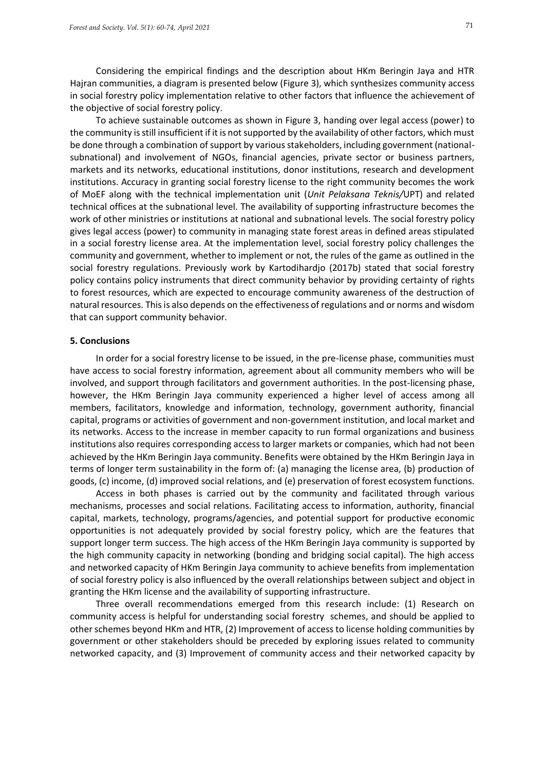Considering the empirical findings and the description about HKm Beringin Jaya and HTR Hajran communities, a diagram is presented below (Figure 3), which synthesizes community access in social forestry policy implementation relative to other factors that influence the achievement of the objective of social forestry policy.

To achieve sustainable outcomes as shown in Figure 3, handing over legal access (power) to the community is still insufficient if it is not supported by the availability of other factors, which must be done through a combination of support by various stakeholders, including government (national-subnational) and involvement of NGOs, financial agencies, private sector or business partners, markets and its networks, educational institutions, donor institutions, research and development institutions. Accuracy in granting social forestry license to the right community becomes the work of MoEF along with the technical implementation unit (*Unit Pelaksana Teknis/*UPT) and related technical offices at the subnational level. The availability of supporting infrastructure becomes the work of other ministries or institutions at national and subnational levels. The social forestry policy gives legal access (power) to community in managing state forest areas in defined areas stipulated in a social forestry license area. At the implementation level, social forestry policy challenges the community and government, whether to implement or not, the rules of the game as outlined in the social forestry regulations. Previously work by Kartodihardjo (2017b) stated that social forestry policy contains policy instruments that direct community behavior by providing certainty of rights to forest resources, which are expected to encourage community awareness of the destruction of natural resources. This is also depends on the effectiveness of regulations and or norms and wisdom that can support community behavior.

## 5. Conclusions

In order for a social forestry license to be issued, in the pre-license phase, communities must have access to social forestry information, agreement about all community members who will be involved, and support through facilitators and government authorities. In the post-licensing phase, however, the HKm Beringin Jaya community experienced a higher level of access among all members, facilitators, knowledge and information, technology, government authority, financial capital, programs or activities of government and non-government institution, and local market and its networks. Access to the increase in member capacity to run formal organizations and business institutions also requires corresponding access to larger markets or companies, which had not been achieved by the HKm Beringin Jaya community. Benefits were obtained by the HKm Beringin Jaya in terms of longer term sustainability in the form of: (a) managing the license area, (b) production of goods, (c) income, (d) improved social relations, and (e) preservation of forest ecosystem functions.

Access in both phases is carried out by the community and facilitated through various mechanisms, processes and social relations. Facilitating access to information, authority, financial capital, markets, technology, programs/agencies, and potential support for productive economic opportunities is not adequately provided by social forestry policy, which are the features that support longer term success. The high access of the HKm Beringin Jaya community is supported by the high community capacity in networking (bonding and bridging social capital). The high access and networked capacity of HKm Beringin Jaya community to achieve benefits from implementation of social forestry policy is also influenced by the overall relationships between subject and object in granting the HKm license and the availability of supporting infrastructure.

Three overall recommendations emerged from this research include: (1) Research on community access is helpful for understanding social forestry schemes, and should be applied to other schemes beyond HKm and HTR, (2) Improvement of access to license holding communities by government or other stakeholders should be preceded by exploring issues related to community networked capacity, and (3) Improvement of community access and their networked capacity by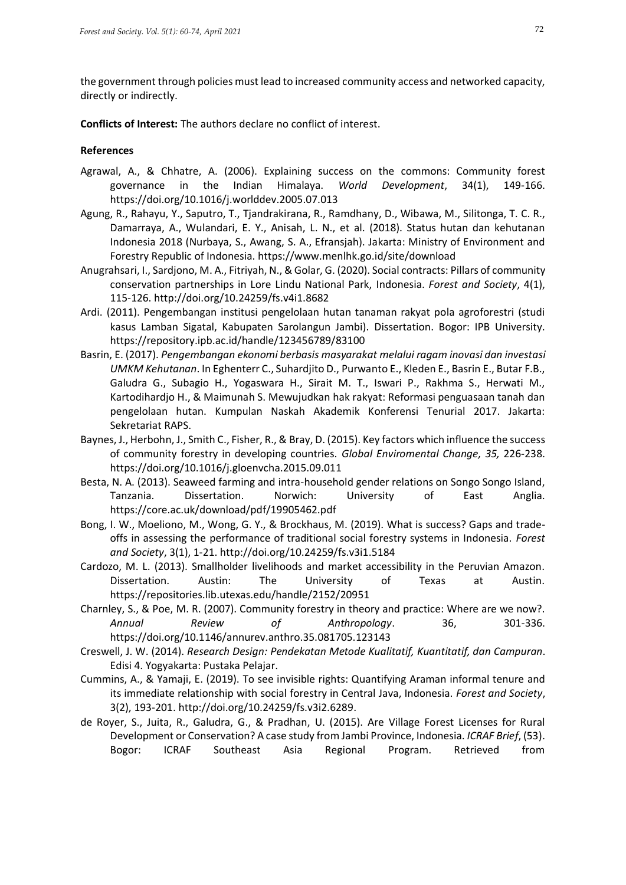the government through policies must lead to increased community access and networked capacity, directly or indirectly.

**Conflicts of Interest:** The authors declare no conflict of interest.

**References**

Agrawal, A., & Chhatre, A. (2006). Explaining success on the commons: Community forest governance in the Indian Himalaya. *World Development*, 34(1), 149-166. https://doi.org/10.1016/j.worlddev.2005.07.013

Agung, R., Rahayu, Y., Saputro, T., Tjandrakirana, R., Ramdhany, D., Wibawa, M., Silitonga, T. C. R., Damarraya, A., Wulandari, E. Y., Anisah, L. N., et al. (2018). Status hutan dan kehutanan Indonesia 2018 (Nurbaya, S., Awang, S. A., Efransjah). Jakarta: Ministry of Environment and Forestry Republic of Indonesia. https://www.menlhk.go.id/site/download

Anugrahsari, I., Sardjono, M. A., Fitriyah, N., & Golar, G. (2020). Social contracts: Pillars of community conservation partnerships in Lore Lindu National Park, Indonesia. *Forest and Society*, 4(1), 115-126. http://doi.org/10.24259/fs.v4i1.8682

Ardi. (2011). Pengembangan institusi pengelolaan hutan tanaman rakyat pola agroforestri (studi kasus Lamban Sigatal, Kabupaten Sarolangun Jambi). Dissertation. Bogor: IPB University. https://repository.ipb.ac.id/handle/123456789/83100

Basrin, E. (2017). *Pengembangan ekonomi berbasis masyarakat melalui ragam inovasi dan investasi UMKM Kehutanan*. In Eghenterr C., Suhardjito D., Purwanto E., Kleden E., Basrin E., Butar F.B., Galudra G., Subagio H., Yogaswara H., Sirait M. T., Iswari P., Rakhma S., Herwati M., Kartodihardjo H., & Maimunah S. Mewujudkan hak rakyat: Reformasi penguasaan tanah dan pengelolaan hutan. Kumpulan Naskah Akademik Konferensi Tenurial 2017. Jakarta: Sekretariat RAPS.

Baynes, J., Herbohn, J., Smith C., Fisher, R., & Bray, D. (2015). Key factors which influence the success of community forestry in developing countries. *Global Enviromental Change, 35,* 226-238. https://doi.org/10.1016/j.gloenvcha.2015.09.011

Besta, N. A. (2013). Seaweed farming and intra-household gender relations on Songo Songo Island, Tanzania. Dissertation. Norwich: University of East Anglia. https://core.ac.uk/download/pdf/19905462.pdf

Bong, I. W., Moeliono, M., Wong, G. Y., & Brockhaus, M. (2019). What is success? Gaps and trade-offs in assessing the performance of traditional social forestry systems in Indonesia. *Forest and Society*, 3(1), 1-21. http://doi.org/10.24259/fs.v3i1.5184

Cardozo, M. L. (2013). Smallholder livelihoods and market accessibility in the Peruvian Amazon. Dissertation. Austin: The University of Texas at Austin. https://repositories.lib.utexas.edu/handle/2152/20951

Charnley, S., & Poe, M. R. (2007). Community forestry in theory and practice: Where are we now?. *Annual Review of Anthropology*. 36, 301-336. https://doi.org/10.1146/annurev.anthro.35.081705.123143

Creswell, J. W. (2014). *Research Design: Pendekatan Metode Kualitatif, Kuantitatif, dan Campuran*. Edisi 4. Yogyakarta: Pustaka Pelajar.

Cummins, A., & Yamaji, E. (2019). To see invisible rights: Quantifying Araman informal tenure and its immediate relationship with social forestry in Central Java, Indonesia. *Forest and Society*, 3(2), 193-201. http://doi.org/10.24259/fs.v3i2.6289.

de Royer, S., Juita, R., Galudra, G., & Pradhan, U. (2015). Are Village Forest Licenses for Rural Development or Conservation? A case study from Jambi Province, Indonesia. *ICRAF Brief*, (53). Bogor: ICRAF Southeast Asia Regional Program. Retrieved from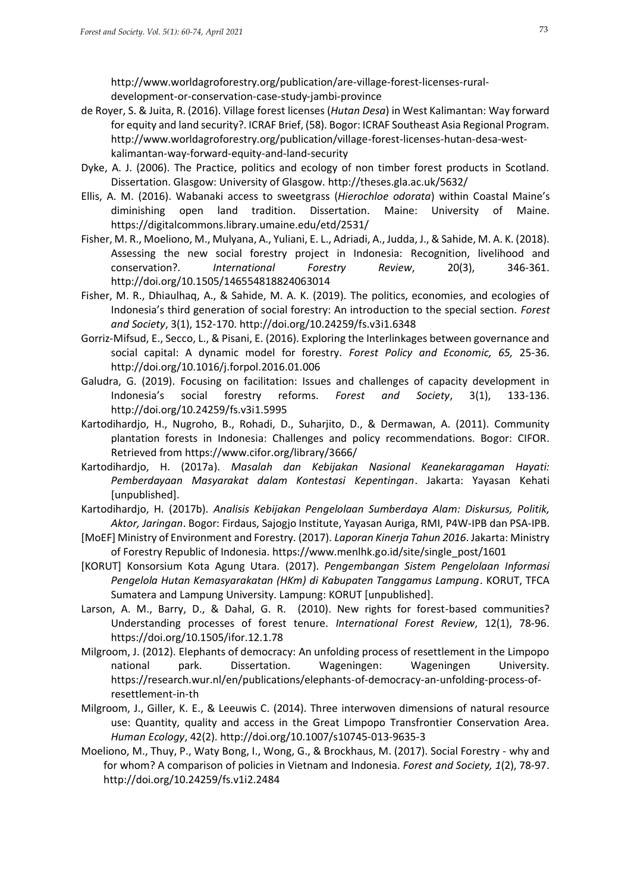http://www.worldagroforestry.org/publication/are-village-forest-licenses-rural-development-or-conservation-case-study-jambi-province

de Royer, S. & Juita, R. (2016). Village forest licenses (*Hutan Desa*) in West Kalimantan: Way forward for equity and land security?. ICRAF Brief, (58). Bogor: ICRAF Southeast Asia Regional Program. http://www.worldagroforestry.org/publication/village-forest-licenses-hutan-desa-west-kalimantan-way-forward-equity-and-land-security

Dyke, A. J. (2006). The Practice, politics and ecology of non timber forest products in Scotland. Dissertation. Glasgow: University of Glasgow. http://theses.gla.ac.uk/5632/

Ellis, A. M. (2016). Wabanaki access to sweetgrass (*Hierochloe odorata*) within Coastal Maine's diminishing open land tradition. Dissertation. Maine: University of Maine. https://digitalcommons.library.umaine.edu/etd/2531/

Fisher, M. R., Moeliono, M., Mulyana, A., Yuliani, E. L., Adriadi, A., Judda, J., & Sahide, M. A. K. (2018). Assessing the new social forestry project in Indonesia: Recognition, livelihood and conservation?. *International Forestry Review*, 20(3), 346-361. http://doi.org/10.1505/146554818824063014

Fisher, M. R., Dhiaulhaq, A., & Sahide, M. A. K. (2019). The politics, economies, and ecologies of Indonesia's third generation of social forestry: An introduction to the special section. *Forest and Society*, 3(1), 152-170. http://doi.org/10.24259/fs.v3i1.6348

Gorriz-Mifsud, E., Secco, L., & Pisani, E. (2016). Exploring the Interlinkages between governance and social capital: A dynamic model for forestry. *Forest Policy and Economic, 65,* 25-36. http://doi.org/10.1016/j.forpol.2016.01.006

Galudra, G. (2019). Focusing on facilitation: Issues and challenges of capacity development in Indonesia's social forestry reforms. *Forest and Society*, 3(1), 133-136. http://doi.org/10.24259/fs.v3i1.5995

Kartodihardjo, H., Nugroho, B., Rohadi, D., Suharjito, D., & Dermawan, A. (2011). Community plantation forests in Indonesia: Challenges and policy recommendations. Bogor: CIFOR. Retrieved from https://www.cifor.org/library/3666/

Kartodihardjo, H. (2017a). *Masalah dan Kebijakan Nasional Keanekaragaman Hayati: Pemberdayaan Masyarakat dalam Kontestasi Kepentingan*. Jakarta: Yayasan Kehati [unpublished].

Kartodihardjo, H. (2017b). *Analisis Kebijakan Pengelolaan Sumberdaya Alam: Diskursus, Politik, Aktor, Jaringan*. Bogor: Firdaus, Sajogjo Institute, Yayasan Auriga, RMI, P4W-IPB dan PSA-IPB.

[MoEF] Ministry of Environment and Forestry. (2017). *Laporan Kinerja Tahun 2016*. Jakarta: Ministry of Forestry Republic of Indonesia. https://www.menlhk.go.id/site/single_post/1601

[KORUT] Konsorsium Kota Agung Utara. (2017). *Pengembangan Sistem Pengelolaan Informasi Pengelola Hutan Kemasyarakatan (HKm) di Kabupaten Tanggamus Lampung*. KORUT, TFCA Sumatera and Lampung University. Lampung: KORUT [unpublished].

Larson, A. M., Barry, D., & Dahal, G. R. (2010). New rights for forest-based communities? Understanding processes of forest tenure. *International Forest Review*, 12(1), 78-96. https://doi.org/10.1505/ifor.12.1.78

Milgroom, J. (2012). Elephants of democracy: An unfolding process of resettlement in the Limpopo national park. Dissertation. Wageningen: Wageningen University. https://research.wur.nl/en/publications/elephants-of-democracy-an-unfolding-process-of-resettlement-in-th

Milgroom, J., Giller, K. E., & Leeuwis C. (2014). Three interwoven dimensions of natural resource use: Quantity, quality and access in the Great Limpopo Transfrontier Conservation Area. *Human Ecology*, 42(2). http://doi.org/10.1007/s10745-013-9635-3

Moeliono, M., Thuy, P., Waty Bong, I., Wong, G., & Brockhaus, M. (2017). Social Forestry - why and for whom? A comparison of policies in Vietnam and Indonesia. *Forest and Society, 1*(2), 78-97. http://doi.org/10.24259/fs.v1i2.2484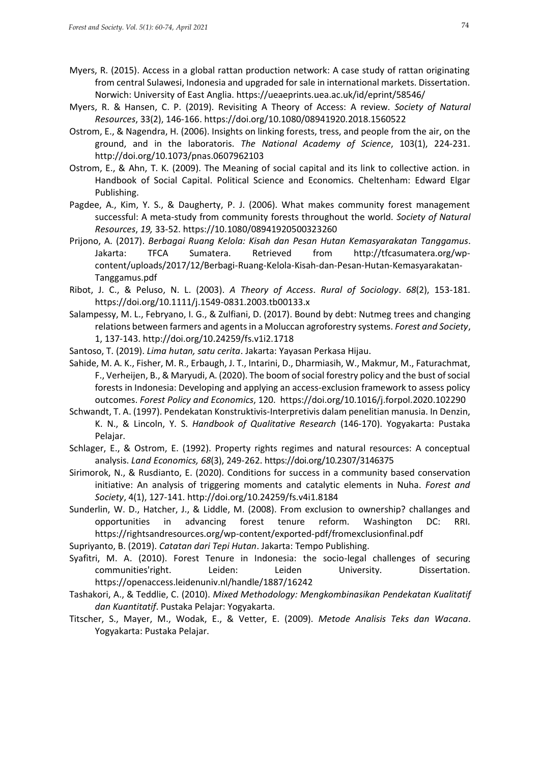Myers, R. (2015). Access in a global rattan production network: A case study of rattan originating from central Sulawesi, Indonesia and upgraded for sale in international markets. Dissertation. Norwich: University of East Anglia. https://ueaeprints.uea.ac.uk/id/eprint/58546/

Myers, R. & Hansen, C. P. (2019). Revisiting A Theory of Access: A review. *Society of Natural Resources*, 33(2), 146-166. https://doi.org/10.1080/08941920.2018.1560522

Ostrom, E., & Nagendra, H. (2006). Insights on linking forests, tress, and people from the air, on the ground, and in the laboratoris. *The National Academy of Science*, 103(1), 224-231. http://doi.org/10.1073/pnas.0607962103

Ostrom, E., & Ahn, T. K. (2009). The Meaning of social capital and its link to collective action. in Handbook of Social Capital. Political Science and Economics. Cheltenham: Edward Elgar Publishing.

Pagdee, A., Kim, Y. S., & Daugherty, P. J. (2006). What makes community forest management successful: A meta-study from community forests throughout the world. *Society of Natural Resources*, *19,* 33-52. https://10.1080/08941920500323260

Prijono, A. (2017). *Berbagai Ruang Kelola: Kisah dan Pesan Hutan Kemasyarakatan Tanggamus*. Jakarta: TFCA Sumatera. Retrieved from http://tfcasumatera.org/wp-content/uploads/2017/12/Berbagi-Ruang-Kelola-Kisah-dan-Pesan-Hutan-Kemasyarakatan-Tanggamus.pdf

Ribot, J. C., & Peluso, N. L. (2003). *A Theory of Access*. *Rural of Sociology*. *68*(2), 153-181. https://doi.org/10.1111/j.1549-0831.2003.tb00133.x

Salampessy, M. L., Febryano, I. G., & Zulfiani, D. (2017). Bound by debt: Nutmeg trees and changing relations between farmers and agents in a Moluccan agroforestry systems. *Forest and Society*, 1, 137-143. http://doi.org/10.24259/fs.v1i2.1718

Santoso, T. (2019). *Lima hutan, satu cerita*. Jakarta: Yayasan Perkasa Hijau.

Sahide, M. A. K., Fisher, M. R., Erbaugh, J. T., Intarini, D., Dharmiasih, W., Makmur, M., Faturachmat, F., Verheijen, B., & Maryudi, A. (2020). The boom of social forestry policy and the bust of social forests in Indonesia: Developing and applying an access-exclusion framework to assess policy outcomes. *Forest Policy and Economics*, 120. https://doi.org/10.1016/j.forpol.2020.102290

Schwandt, T. A. (1997). Pendekatan Konstruktivis-Interpretivis dalam penelitian manusia. In Denzin, K. N., & Lincoln, Y. S. *Handbook of Qualitative Research* (146-170). Yogyakarta: Pustaka Pelajar.

Schlager, E., & Ostrom, E. (1992). Property rights regimes and natural resources: A conceptual analysis. *Land Economics, 68*(3), 249-262. https://doi.org/10.2307/3146375

Sirimorok, N., & Rusdianto, E. (2020). Conditions for success in a community based conservation initiative: An analysis of triggering moments and catalytic elements in Nuha. *Forest and Society*, 4(1), 127-141. http://doi.org/10.24259/fs.v4i1.8184

Sunderlin, W. D., Hatcher, J., & Liddle, M. (2008). From exclusion to ownership? challanges and opportunities in advancing forest tenure reform. Washington DC: RRI. https://rightsandresources.org/wp-content/exported-pdf/fromexclusionfinal.pdf

Supriyanto, B. (2019). *Catatan dari Tepi Hutan*. Jakarta: Tempo Publishing.

Syafitri, M. A. (2010). Forest Tenure in Indonesia: the socio-legal challenges of securing communities'right. Leiden: Leiden University. Dissertation. https://openaccess.leidenuniv.nl/handle/1887/16242

Tashakori, A., & Teddlie, C. (2010). *Mixed Methodology: Mengkombinasikan Pendekatan Kualitatif dan Kuantitatif*. Pustaka Pelajar: Yogyakarta.

Titscher, S., Mayer, M., Wodak, E., & Vetter, E. (2009). *Metode Analisis Teks dan Wacana*. Yogyakarta: Pustaka Pelajar.